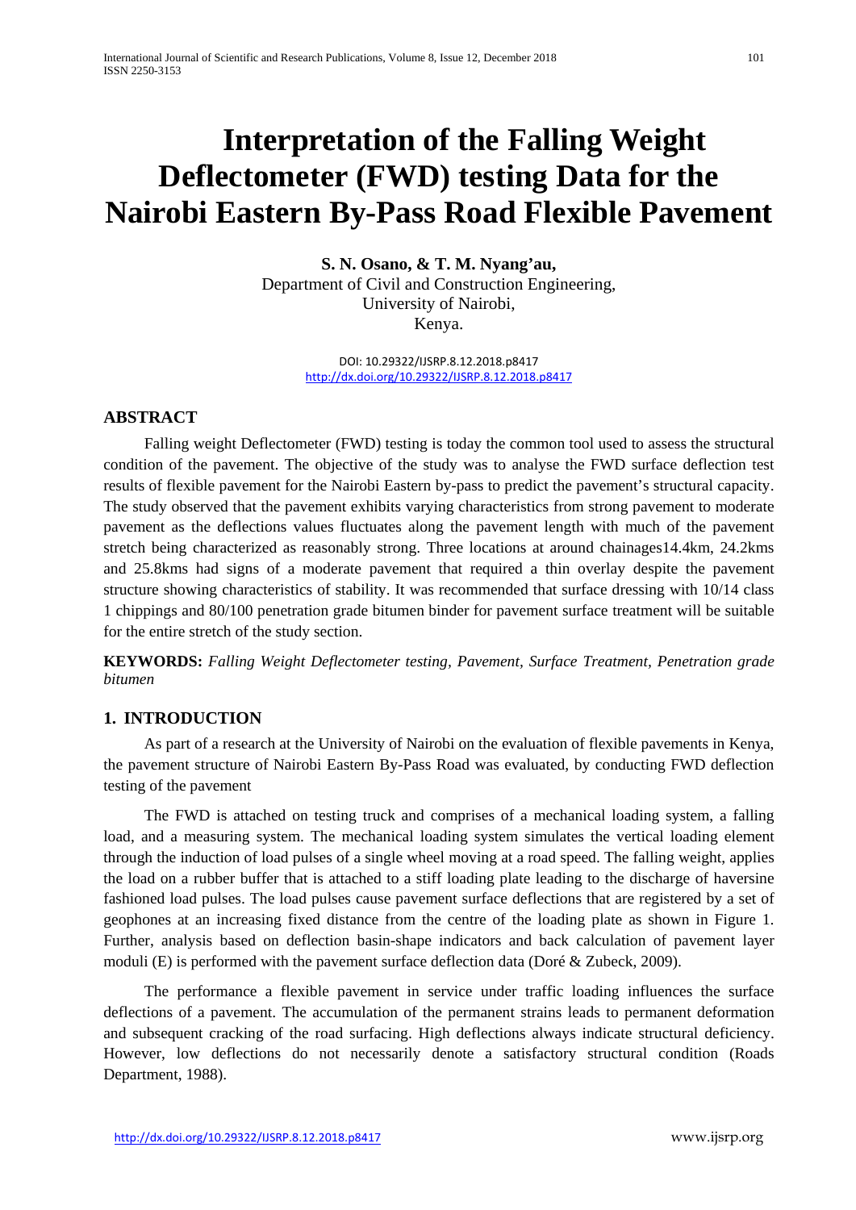# Interpretation of the Falling Weight Deflectometer (FWD) testing Data for the Nairobi Eastern By-Pass Road Flexible Pavement

**S. N. Osano, & T. M. Nyang'au,**
Department of Civil and Construction Engineering,
University of Nairobi,
Kenya.

DOI: 10.29322/IJSRP.8.12.2018.p8417
http://dx.doi.org/10.29322/IJSRP.8.12.2018.p8417

## ABSTRACT

Falling weight Deflectometer (FWD) testing is today the common tool used to assess the structural condition of the pavement. The objective of the study was to analyse the FWD surface deflection test results of flexible pavement for the Nairobi Eastern by-pass to predict the pavement's structural capacity. The study observed that the pavement exhibits varying characteristics from strong pavement to moderate pavement as the deflections values fluctuates along the pavement length with much of the pavement stretch being characterized as reasonably strong. Three locations at around chainages14.4km, 24.2kms and 25.8kms had signs of a moderate pavement that required a thin overlay despite the pavement structure showing characteristics of stability. It was recommended that surface dressing with 10/14 class 1 chippings and 80/100 penetration grade bitumen binder for pavement surface treatment will be suitable for the entire stretch of the study section.

**KEYWORDS:** *Falling Weight Deflectometer testing, Pavement, Surface Treatment, Penetration grade bitumen*

## 1. INTRODUCTION

As part of a research at the University of Nairobi on the evaluation of flexible pavements in Kenya, the pavement structure of Nairobi Eastern By-Pass Road was evaluated, by conducting FWD deflection testing of the pavement

The FWD is attached on testing truck and comprises of a mechanical loading system, a falling load, and a measuring system. The mechanical loading system simulates the vertical loading element through the induction of load pulses of a single wheel moving at a road speed. The falling weight, applies the load on a rubber buffer that is attached to a stiff loading plate leading to the discharge of haversine fashioned load pulses. The load pulses cause pavement surface deflections that are registered by a set of geophones at an increasing fixed distance from the centre of the loading plate as shown in Figure 1. Further, analysis based on deflection basin-shape indicators and back calculation of pavement layer moduli (E) is performed with the pavement surface deflection data (Doré & Zubeck, 2009).

The performance a flexible pavement in service under traffic loading influences the surface deflections of a pavement. The accumulation of the permanent strains leads to permanent deformation and subsequent cracking of the road surfacing. High deflections always indicate structural deficiency. However, low deflections do not necessarily denote a satisfactory structural condition (Roads Department, 1988).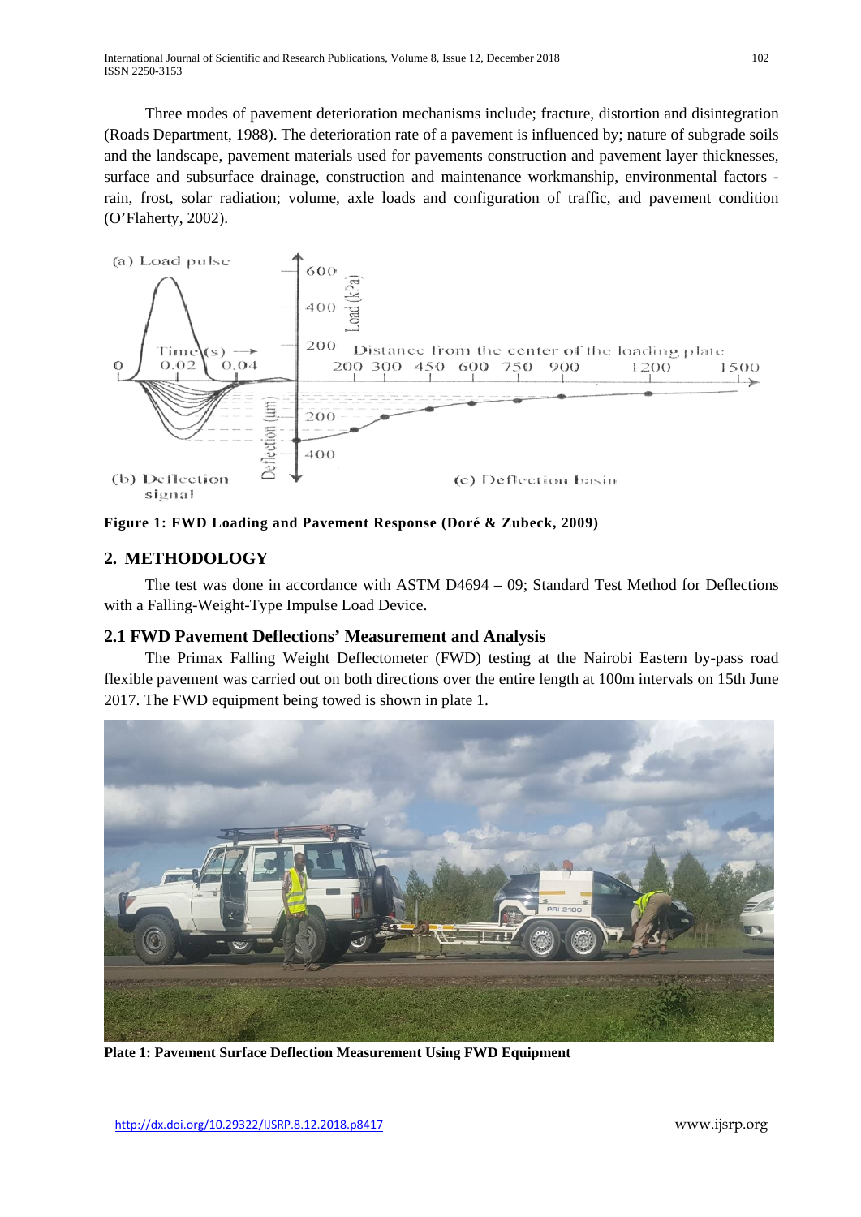Three modes of pavement deterioration mechanisms include; fracture, distortion and disintegration (Roads Department, 1988). The deterioration rate of a pavement is influenced by; nature of subgrade soils and the landscape, pavement materials used for pavements construction and pavement layer thicknesses, surface and subsurface drainage, construction and maintenance workmanship, environmental factors - rain, frost, solar radiation; volume, axle loads and configuration of traffic, and pavement condition (O'Flaherty, 2002).

**Figure 1: FWD Loading and Pavement Response (Doré & Zubeck, 2009)**

## 2. METHODOLOGY

The test was done in accordance with ASTM D4694 – 09; Standard Test Method for Deflections with a Falling-Weight-Type Impulse Load Device.

### 2.1 FWD Pavement Deflections' Measurement and Analysis

The Primax Falling Weight Deflectometer (FWD) testing at the Nairobi Eastern by-pass road flexible pavement was carried out on both directions over the entire length at 100m intervals on 15th June 2017. The FWD equipment being towed is shown in plate 1.

**Plate 1: Pavement Surface Deflection Measurement Using FWD Equipment**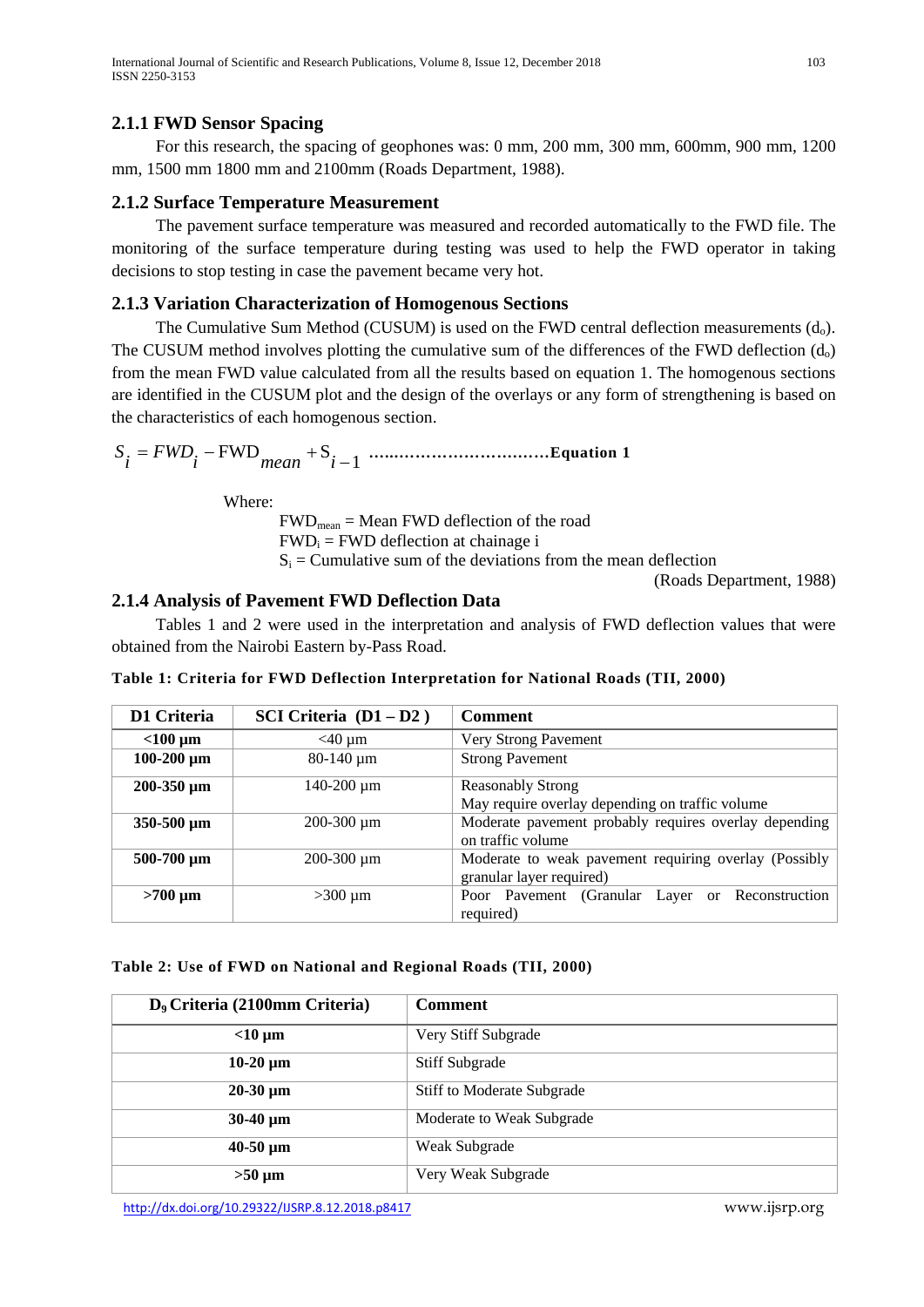### 2.1.1 FWD Sensor Spacing

For this research, the spacing of geophones was: 0 mm, 200 mm, 300 mm, 600mm, 900 mm, 1200 mm, 1500 mm 1800 mm and 2100mm (Roads Department, 1988).

### 2.1.2 Surface Temperature Measurement

The pavement surface temperature was measured and recorded automatically to the FWD file. The monitoring of the surface temperature during testing was used to help the FWD operator in taking decisions to stop testing in case the pavement became very hot.

### 2.1.3 Variation Characterization of Homogenous Sections

The Cumulative Sum Method (CUSUM) is used on the FWD central deflection measurements ($d_o$). The CUSUM method involves plotting the cumulative sum of the differences of the FWD deflection ($d_o$) from the mean FWD value calculated from all the results based on equation 1. The homogenous sections are identified in the CUSUM plot and the design of the overlays or any form of strengthening is based on the characteristics of each homogenous section.

$$S_i = FWD_i - \mathrm{FWD}_{mean} + \mathrm{S}_{i-1} \quad \textbf{......................................Equation 1}$$

Where:

$FWD_{mean}$ = Mean FWD deflection of the road
$FWD_i$ = FWD deflection at chainage i
$S_i$ = Cumulative sum of the deviations from the mean deflection

(Roads Department, 1988)

### 2.1.4 Analysis of Pavement FWD Deflection Data

Tables 1 and 2 were used in the interpretation and analysis of FWD deflection values that were obtained from the Nairobi Eastern by-Pass Road.

**Table 1: Criteria for FWD Deflection Interpretation for National Roads (TII, 2000)**

| D1 Criteria | SCI Criteria (D1 – D2 ) | Comment |
|---|---|---|
| **<100 µm** | <40 µm | Very Strong Pavement |
| **100-200 µm** | 80-140 µm | Strong Pavement |
| **200-350 µm** | 140-200 µm | Reasonably Strong<br>May require overlay depending on traffic volume |
| **350-500 µm** | 200-300 µm | Moderate pavement probably requires overlay depending on traffic volume |
| **500-700 µm** | 200-300 µm | Moderate to weak pavement requiring overlay (Possibly granular layer required) |
| **>700 µm** | >300 µm | Poor Pavement (Granular Layer or Reconstruction required) |

**Table 2: Use of FWD on National and Regional Roads (TII, 2000)**

| $D_9$ Criteria (2100mm Criteria) | Comment |
|---|---|
| **<10 µm** | Very Stiff Subgrade |
| **10-20 µm** | Stiff Subgrade |
| **20-30 µm** | Stiff to Moderate Subgrade |
| **30-40 µm** | Moderate to Weak Subgrade |
| **40-50 µm** | Weak Subgrade |
| **>50 µm** | Very Weak Subgrade |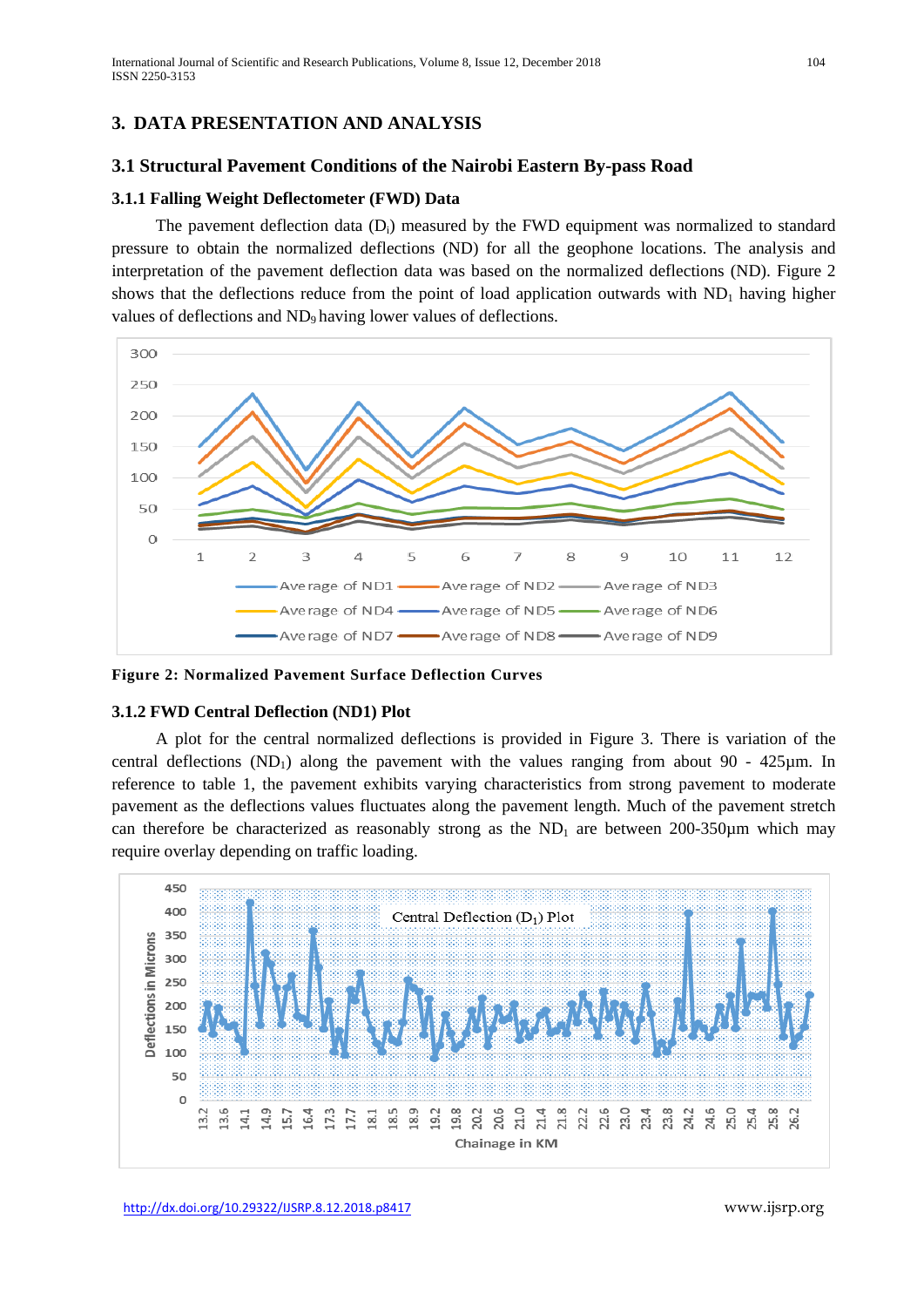## 3. DATA PRESENTATION AND ANALYSIS

### 3.1 Structural Pavement Conditions of the Nairobi Eastern By-pass Road

#### 3.1.1 Falling Weight Deflectometer (FWD) Data

The pavement deflection data ($D_i$) measured by the FWD equipment was normalized to standard pressure to obtain the normalized deflections (ND) for all the geophone locations. The analysis and interpretation of the pavement deflection data was based on the normalized deflections (ND). Figure 2 shows that the deflections reduce from the point of load application outwards with $ND_1$ having higher values of deflections and $ND_9$ having lower values of deflections.

**Figure 2: Normalized Pavement Surface Deflection Curves**

#### 3.1.2 FWD Central Deflection (ND1) Plot

A plot for the central normalized deflections is provided in Figure 3. There is variation of the central deflections ($ND_1$) along the pavement with the values ranging from about 90 - 425µm. In reference to table 1, the pavement exhibits varying characteristics from strong pavement to moderate pavement as the deflections values fluctuates along the pavement length. Much of the pavement stretch can therefore be characterized as reasonably strong as the $ND_1$ are between 200-350µm which may require overlay depending on traffic loading.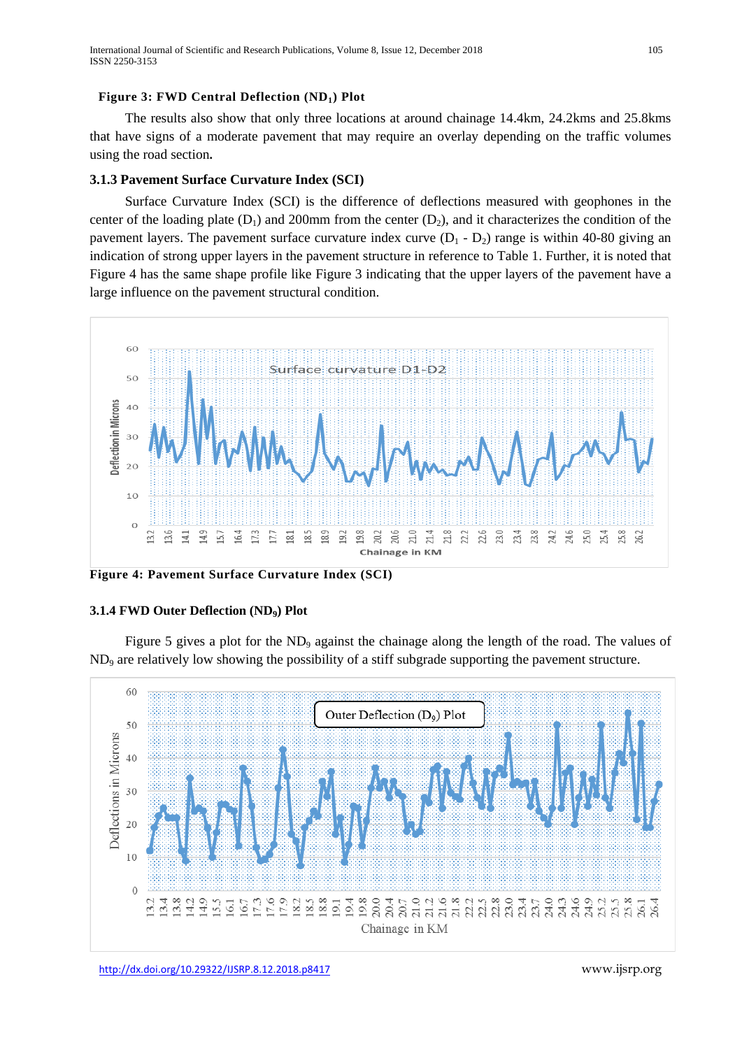**Figure 3: FWD Central Deflection ($ND_1$) Plot**

The results also show that only three locations at around chainage 14.4km, 24.2kms and 25.8kms that have signs of a moderate pavement that may require an overlay depending on the traffic volumes using the road section**.**

### 3.1.3 Pavement Surface Curvature Index (SCI)

Surface Curvature Index (SCI) is the difference of deflections measured with geophones in the center of the loading plate ($D_1$) and 200mm from the center ($D_2$), and it characterizes the condition of the pavement layers. The pavement surface curvature index curve ($D_1$ - $D_2$) range is within 40-80 giving an indication of strong upper layers in the pavement structure in reference to Table 1. Further, it is noted that Figure 4 has the same shape profile like Figure 3 indicating that the upper layers of the pavement have a large influence on the pavement structural condition.

**Figure 4: Pavement Surface Curvature Index (SCI)**

### 3.1.4 FWD Outer Deflection ($ND_9$) Plot

Figure 5 gives a plot for the $ND_9$ against the chainage along the length of the road. The values of $ND_9$ are relatively low showing the possibility of a stiff subgrade supporting the pavement structure.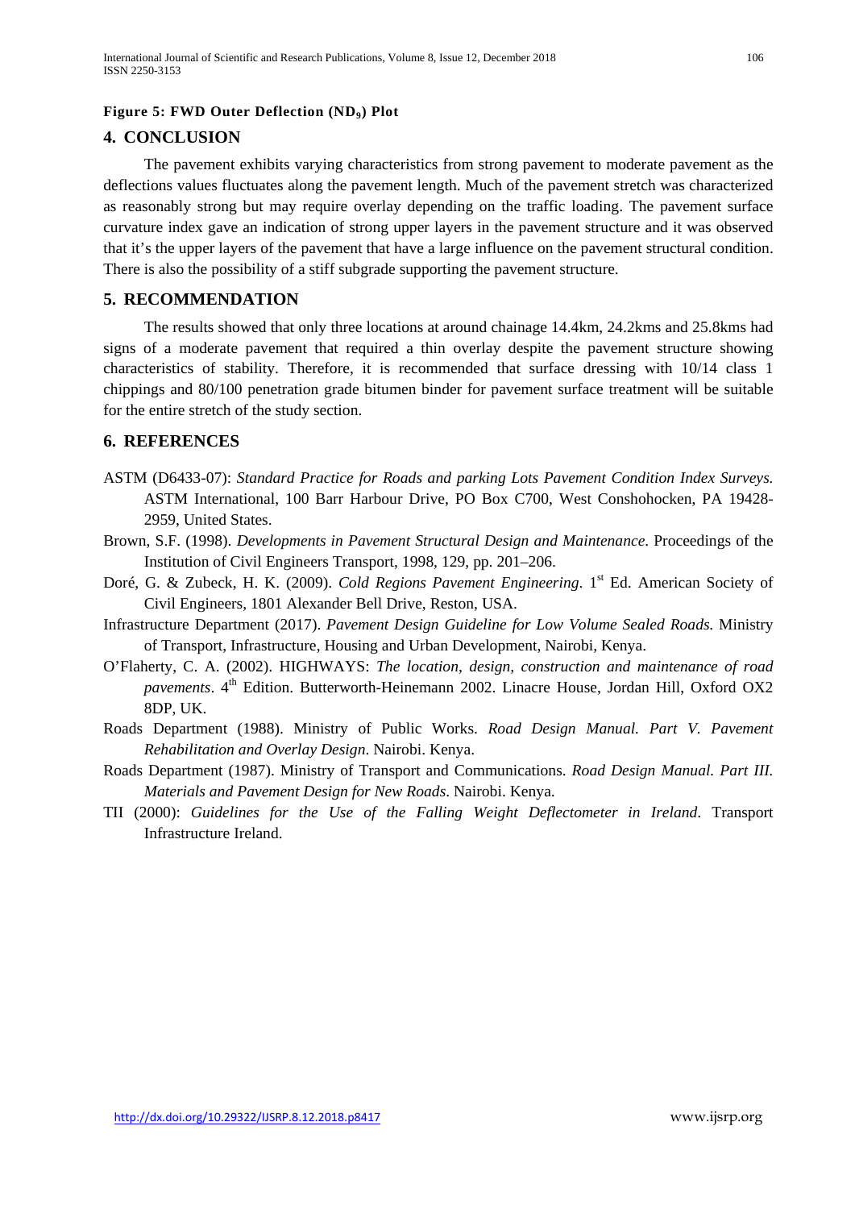**Figure 5: FWD Outer Deflection ($ND_9$) Plot**

## 4. CONCLUSION

The pavement exhibits varying characteristics from strong pavement to moderate pavement as the deflections values fluctuates along the pavement length. Much of the pavement stretch was characterized as reasonably strong but may require overlay depending on the traffic loading. The pavement surface curvature index gave an indication of strong upper layers in the pavement structure and it was observed that it's the upper layers of the pavement that have a large influence on the pavement structural condition. There is also the possibility of a stiff subgrade supporting the pavement structure.

## 5. RECOMMENDATION

The results showed that only three locations at around chainage 14.4km, 24.2kms and 25.8kms had signs of a moderate pavement that required a thin overlay despite the pavement structure showing characteristics of stability. Therefore, it is recommended that surface dressing with 10/14 class 1 chippings and 80/100 penetration grade bitumen binder for pavement surface treatment will be suitable for the entire stretch of the study section.

## 6. REFERENCES

ASTM (D6433-07): *Standard Practice for Roads and parking Lots Pavement Condition Index Surveys.* ASTM International, 100 Barr Harbour Drive, PO Box C700, West Conshohocken, PA 19428-2959, United States.

Brown, S.F. (1998). *Developments in Pavement Structural Design and Maintenance*. Proceedings of the Institution of Civil Engineers Transport, 1998, 129, pp. 201–206.

Doré, G. & Zubeck, H. K. (2009). *Cold Regions Pavement Engineering*. 1st Ed. American Society of Civil Engineers, 1801 Alexander Bell Drive, Reston, USA.

Infrastructure Department (2017). *Pavement Design Guideline for Low Volume Sealed Roads.* Ministry of Transport, Infrastructure, Housing and Urban Development, Nairobi, Kenya.

O'Flaherty, C. A. (2002). HIGHWAYS: *The location, design, construction and maintenance of road pavements*. 4th Edition. Butterworth-Heinemann 2002. Linacre House, Jordan Hill, Oxford OX2 8DP, UK.

Roads Department (1988). Ministry of Public Works. *Road Design Manual. Part V. Pavement Rehabilitation and Overlay Design*. Nairobi. Kenya.

Roads Department (1987). Ministry of Transport and Communications. *Road Design Manual. Part III. Materials and Pavement Design for New Roads*. Nairobi. Kenya.

TII (2000): *Guidelines for the Use of the Falling Weight Deflectometer in Ireland*. Transport Infrastructure Ireland.